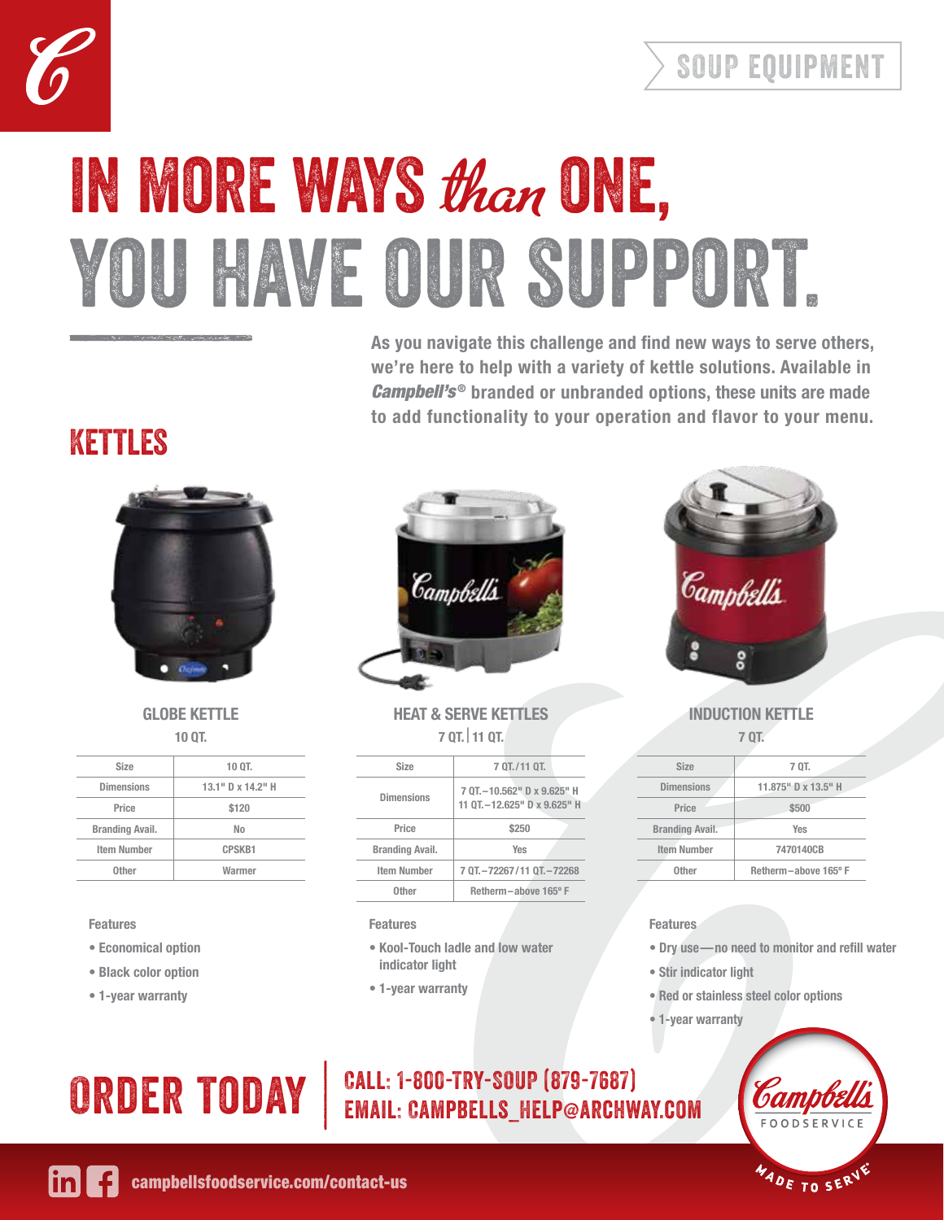SOUP EQUIPMENT

# IN MORE WAYS *than* ONE, YOU HAVE OUR SUPPORT.

**As you navigate this challenge and find new ways to serve others, we're here to help with a variety of kettle solutions. Available in *Campbell's®* branded or unbranded options, these units are made to add functionality to your operation and flavor to your menu.**

## KETTLES

### GLOBE KETTLE

10 QT.

| Size | 10 QT. |
| --- | --- |
| Dimensions | 13.1" D x 14.2" H |
| Price | $120 |
| Branding Avail. | No |
| Item Number | CPSKB1 |
| Other | Warmer |

**Features**

- Economical option
- Black color option
- 1-year warranty

### HEAT & SERVE KETTLES

7 QT. | 11 QT.

| Size | 7 QT./11 QT. |
| --- | --- |
| Dimensions | 7 QT.–10.562" D x 9.625" H<br>11 QT.–12.625" D x 9.625" H |
| Price | $250 |
| Branding Avail. | Yes |
| Item Number | 7 QT.–72267/11 QT.–72268 |
| Other | Retherm–above 165° F |

**Features**

- Kool-Touch ladle and low water indicator light
- 1-year warranty

### INDUCTION KETTLE

7 QT.

| Size | 7 QT. |
| --- | --- |
| Dimensions | 11.875" D x 13.5" H |
| Price | $500 |
| Branding Avail. | Yes |
| Item Number | 7470140CB |
| Other | Retherm–above 165° F |

**Features**

- Dry use—no need to monitor and refill water
- Stir indicator light
- Red or stainless steel color options
- 1-year warranty

## ORDER TODAY

CALL: 1-800-TRY-SOUP (879-7687)
EMAIL: CAMPBELLS_HELP@ARCHWAY.COM

Campbell's FOODSERVICE — MADE TO SERVE

campbellsfoodservice.com/contact-us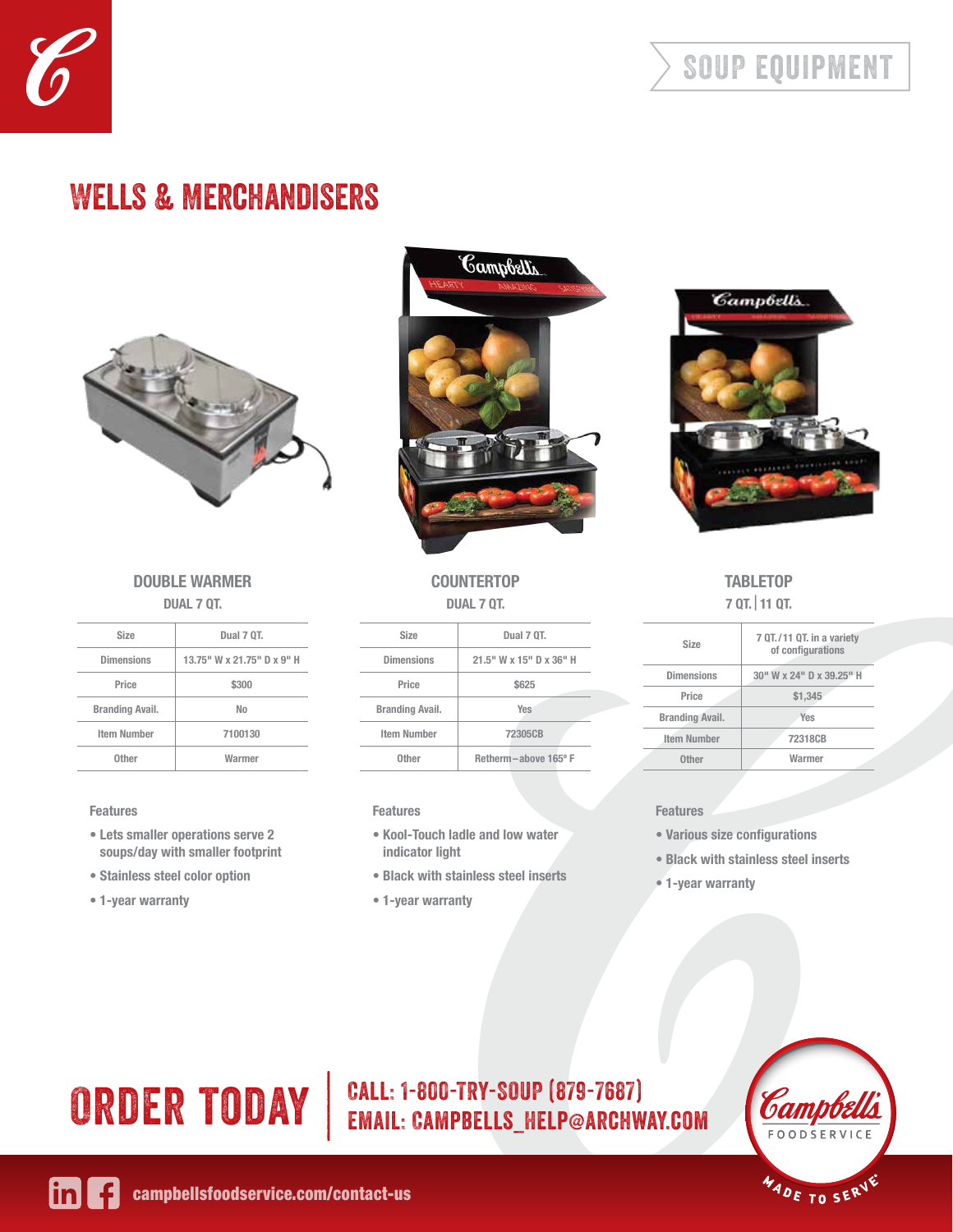SOUP EQUIPMENT

## WELLS & MERCHANDISERS

### DOUBLE WARMER
DUAL 7 QT.

| | |
|---|---|
| Size | Dual 7 QT. |
| Dimensions | 13.75" W x 21.75" D x 9" H |
| Price | $300 |
| Branding Avail. | No |
| Item Number | 7100130 |
| Other | Warmer |

Features

- Lets smaller operations serve 2 soups/day with smaller footprint
- Stainless steel color option
- 1-year warranty

### COUNTERTOP
DUAL 7 QT.

| | |
|---|---|
| Size | Dual 7 QT. |
| Dimensions | 21.5" W x 15" D x 36" H |
| Price | $625 |
| Branding Avail. | Yes |
| Item Number | 72305CB |
| Other | Retherm – above 165° F |

Features

- Kool-Touch ladle and low water indicator light
- Black with stainless steel inserts
- 1-year warranty

### TABLETOP
7 QT. | 11 QT.

| | |
|---|---|
| Size | 7 QT./11 QT. in a variety of configurations |
| Dimensions | 30" W x 24" D x 39.25" H |
| Price | $1,345 |
| Branding Avail. | Yes |
| Item Number | 72318CB |
| Other | Warmer |

Features

- Various size configurations
- Black with stainless steel inserts
- 1-year warranty

## ORDER TODAY

CALL: 1-800-TRY-SOUP (879-7687)
EMAIL: CAMPBELLS_HELP@ARCHWAY.COM

Campbell's FOODSERVICE MADE TO SERVE

campbellsfoodservice.com/contact-us